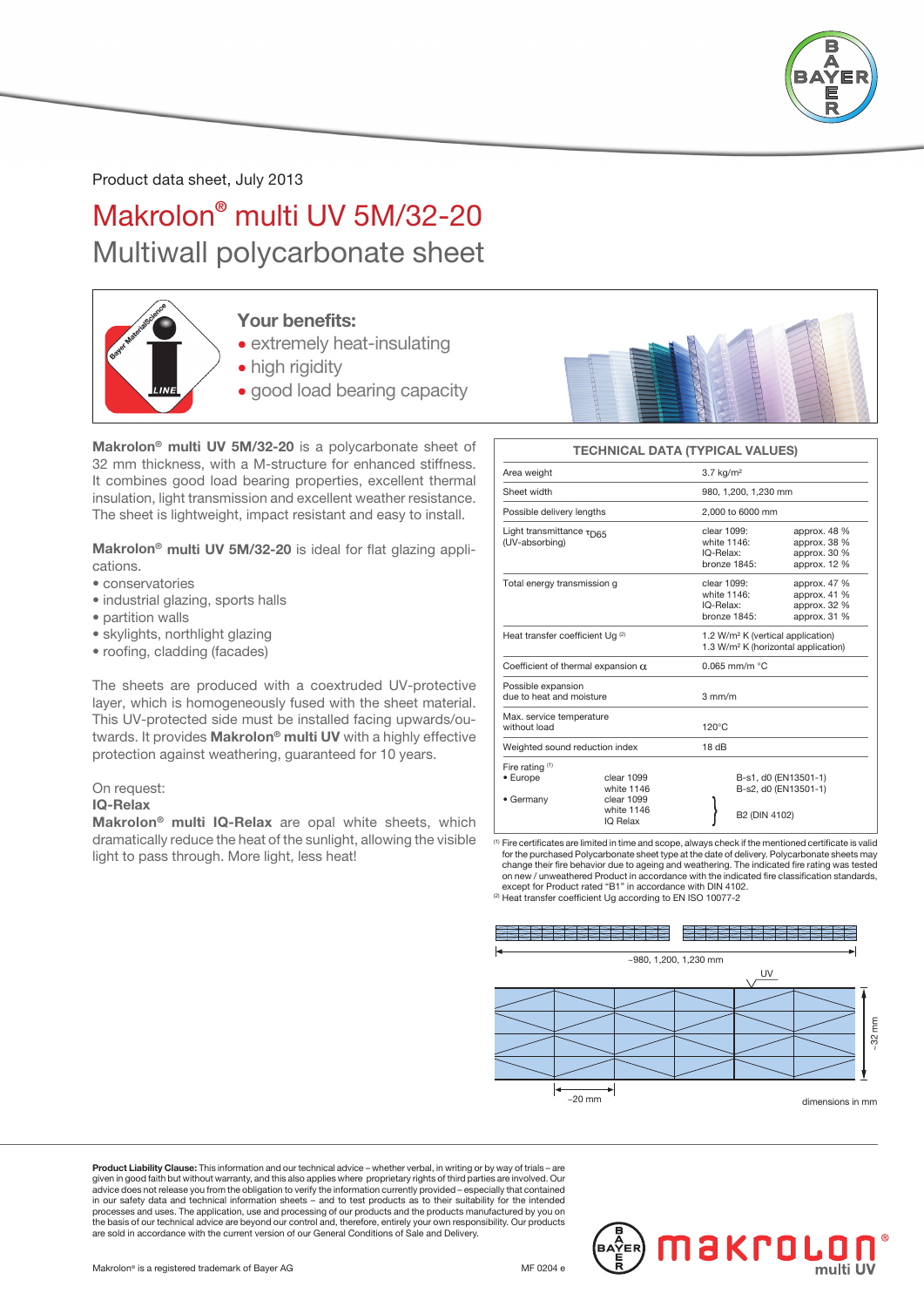Product data sheet, July 2013

# Makrolon® multi UV 5M/32-20

## Multiwall polycarbonate sheet

### Your benefits:

- extremely heat-insulating
- high rigidity
- good load bearing capacity

**Makrolon® multi UV 5M/32-20** is a polycarbonate sheet of 32 mm thickness, with a M-structure for enhanced stiffness. It combines good load bearing properties, excellent thermal insulation, light transmission and excellent weather resistance. The sheet is lightweight, impact resistant and easy to install.

**Makrolon® multi UV 5M/32-20** is ideal for flat glazing applications.

- conservatories
- industrial glazing, sports halls
- partition walls
- skylights, northlight glazing
- roofing, cladding (facades)

The sheets are produced with a coextruded UV-protective layer, which is homogeneously fused with the sheet material. This UV-protected side must be installed facing upwards/outwards. It provides **Makrolon® multi UV** with a highly effective protection against weathering, guaranteed for 10 years.

On request:
**IQ-Relax**
**Makrolon® multi IQ-Relax** are opal white sheets, which dramatically reduce the heat of the sunlight, allowing the visible light to pass through. More light, less heat!

**TECHNICAL DATA (TYPICAL VALUES)**

| Property | | Value |
|---|---|---|
| Area weight | | 3.7 kg/m² |
| Sheet width | | 980, 1,200, 1,230 mm |
| Possible delivery lengths | | 2,000 to 6000 mm |
| Light transmittance $\tau_{D65}$ (UV-absorbing) | clear 1099: | approx. 48 % |
| | white 1146: | approx. 38 % |
| | IQ-Relax: | approx. 30 % |
| | bronze 1845: | approx. 12 % |
| Total energy transmission g | clear 1099: | approx. 47 % |
| | white 1146: | approx. 41 % |
| | IQ-Relax: | approx. 32 % |
| | bronze 1845: | approx. 31 % |
| Heat transfer coefficient Ug [2] | | 1.2 W/m² K (vertical application) 1.3 W/m² K (horizontal application) |
| Coefficient of thermal expansion $\alpha$ | | 0.065 mm/m °C |
| Possible expansion due to heat and moisture | | 3 mm/m |
| Max. service temperature without load | | 120°C |
| Weighted sound reduction index | | 18 dB |
| Fire rating [1] • Europe | clear 1099 | B-s1, d0 (EN13501-1) |
| | white 1146 | B-s2, d0 (EN13501-1) |
| • Germany | clear 1099, white 1146, IQ Relax | B2 (DIN 4102) |

[1] Fire certificates are limited in time and scope, always check if the mentioned certificate is valid for the purchased Polycarbonate sheet type at the date of delivery. Polycarbonate sheets may change their fire behavior due to ageing and weathering. The indicated fire rating was tested on new / unweathered Product in accordance with the indicated fire classification standards, except for Product rated "B1" in accordance with DIN 4102.
[2] Heat transfer coefficient Ug according to EN ISO 10077-2

~980, 1,200, 1,230 mm

UV

~32 mm

~20 mm

dimensions in mm

**Product Liability Clause:** This information and our technical advice – whether verbal, in writing or by way of trials – are given in good faith but without warranty, and this also applies where proprietary rights of third parties are involved. Our advice does not release you from the obligation to verify the information currently provided – especially that contained in our safety data and technical information sheets – and to test products as to their suitability for the intended processes and uses. The application, use and processing of our products and the products manufactured by you on the basis of our technical advice are beyond our control and, therefore, entirely your own responsibility. Our products are sold in accordance with the current version of our General Conditions of Sale and Delivery.

Makrolon® is a registered trademark of Bayer AG

MF 0204 e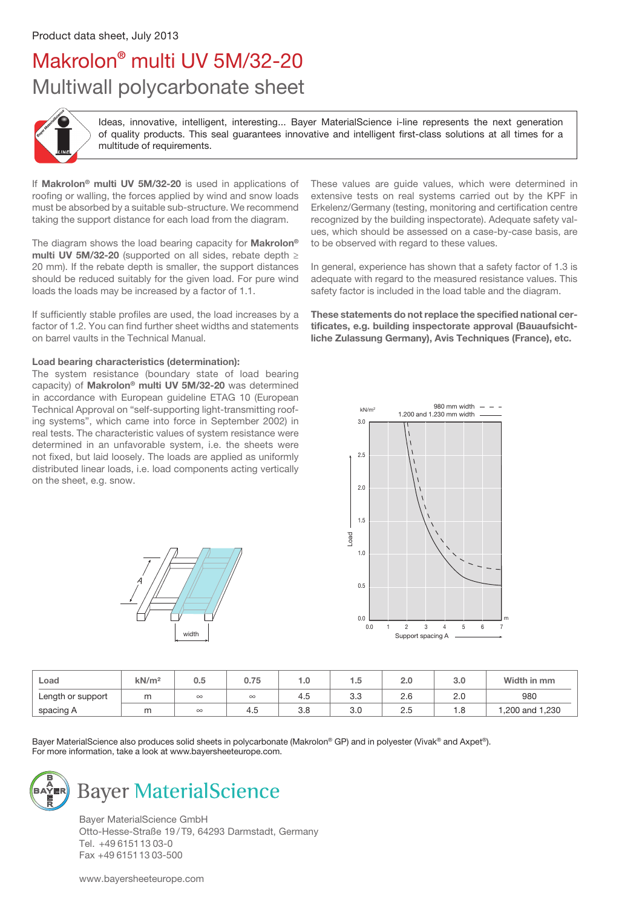Product data sheet, July 2013

# Makrolon® multi UV 5M/32-20

## Multiwall polycarbonate sheet

Ideas, innovative, intelligent, interesting... Bayer MaterialScience i-line represents the next generation of quality products. This seal guarantees innovative and intelligent first-class solutions at all times for a multitude of requirements.

If **Makrolon® multi UV 5M/32-20** is used in applications of roofing or walling, the forces applied by wind and snow loads must be absorbed by a suitable sub-structure. We recommend taking the support distance for each load from the diagram.

The diagram shows the load bearing capacity for **Makrolon® multi UV 5M/32-20** (supported on all sides, rebate depth ≥ 20 mm). If the rebate depth is smaller, the support distances should be reduced suitably for the given load. For pure wind loads the loads may be increased by a factor of 1.1.

If sufficiently stable profiles are used, the load increases by a factor of 1.2. You can find further sheet widths and statements on barrel vaults in the Technical Manual.

**Load bearing characteristics (determination):**
The system resistance (boundary state of load bearing capacity) of **Makrolon® multi UV 5M/32-20** was determined in accordance with European guideline ETAG 10 (European Technical Approval on "self-supporting light-transmitting roofing systems", which came into force in September 2002) in real tests. The characteristic values of system resistance were determined in an unfavorable system, i.e. the sheets were not fixed, but laid loosely. The loads are applied as uniformly distributed linear loads, i.e. load components acting vertically on the sheet, e.g. snow.

These values are guide values, which were determined in extensive tests on real systems carried out by the KPF in Erkelenz/Germany (testing, monitoring and certification centre recognized by the building inspectorate). Adequate safety values, which should be assessed on a case-by-case basis, are to be observed with regard to these values.

In general, experience has shown that a safety factor of 1.3 is adequate with regard to the measured resistance values. This safety factor is included in the load table and the diagram.

**These statements do not replace the specified national certificates, e.g. building inspectorate approval (Bauaufsichtliche Zulassung Germany), Avis Techniques (France), etc.**

A

width

kN/m²

980 mm width

1.200 and 1.230 mm width

3.0
2.5
2.0
1.5
1.0
0.5
0.0

Load

0.0 1 2 3 4 5 6 7 m

Support spacing A

| Load | kN/m² | 0.5 | 0.75 | 1.0 | 1.5 | 2.0 | 3.0 | Width in mm |
|---|---|---|---|---|---|---|---|---|
| Length or support | m | ∞ | ∞ | 4.5 | 3.3 | 2.6 | 2.0 | 980 |
| spacing A | m | ∞ | 4.5 | 3.8 | 3.0 | 2.5 | 1.8 | 1,200 and 1,230 |

Bayer MaterialScience also produces solid sheets in polycarbonate (Makrolon® GP) and in polyester (Vivak® and Axpet®).
For more information, take a look at www.bayersheeteurope.com.

Bayer MaterialScience

Bayer MaterialScience GmbH
Otto-Hesse-Straße 19 / T9, 64293 Darmstadt, Germany
Tel. +49 6151 13 03-0
Fax +49 6151 13 03-500

www.bayersheeteurope.com